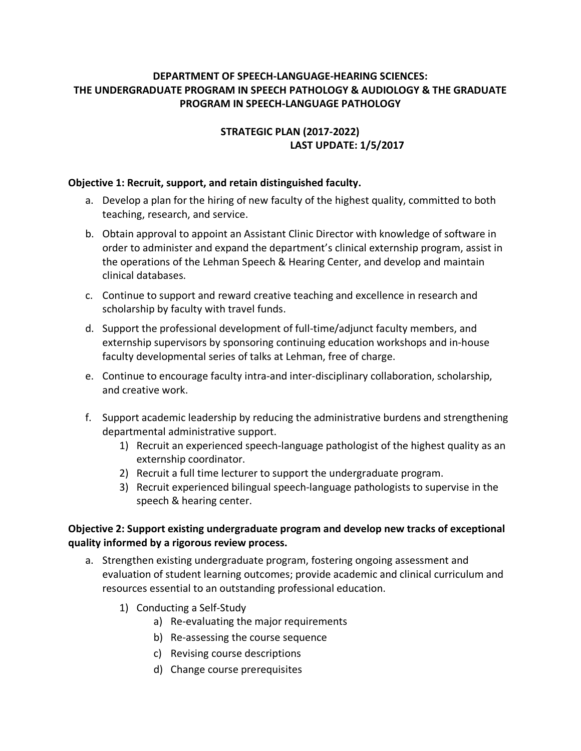**DEPARTMENT OF SPEECH-LANGUAGE-HEARING SCIENCES: THE UNDERGRADUATE PROGRAM IN SPEECH PATHOLOGY & AUDIOLOGY & THE GRADUATE PROGRAM IN SPEECH-LANGUAGE PATHOLOGY**

**STRATEGIC PLAN (2017-2022)**
**LAST UPDATE: 1/5/2017**

**Objective 1: Recruit, support, and retain distinguished faculty.**

a. Develop a plan for the hiring of new faculty of the highest quality, committed to both teaching, research, and service.

b. Obtain approval to appoint an Assistant Clinic Director with knowledge of software in order to administer and expand the department's clinical externship program, assist in the operations of the Lehman Speech & Hearing Center, and develop and maintain clinical databases.

c. Continue to support and reward creative teaching and excellence in research and scholarship by faculty with travel funds.

d. Support the professional development of full-time/adjunct faculty members, and externship supervisors by sponsoring continuing education workshops and in-house faculty developmental series of talks at Lehman, free of charge.

e. Continue to encourage faculty intra-and inter-disciplinary collaboration, scholarship, and creative work.

f. Support academic leadership by reducing the administrative burdens and strengthening departmental administrative support.
   1) Recruit an experienced speech-language pathologist of the highest quality as an externship coordinator.
   2) Recruit a full time lecturer to support the undergraduate program.
   3) Recruit experienced bilingual speech-language pathologists to supervise in the speech & hearing center.

**Objective 2: Support existing undergraduate program and develop new tracks of exceptional quality informed by a rigorous review process.**

a. Strengthen existing undergraduate program, fostering ongoing assessment and evaluation of student learning outcomes; provide academic and clinical curriculum and resources essential to an outstanding professional education.

   1) Conducting a Self-Study
      a) Re-evaluating the major requirements
      b) Re-assessing the course sequence
      c) Revising course descriptions
      d) Change course prerequisites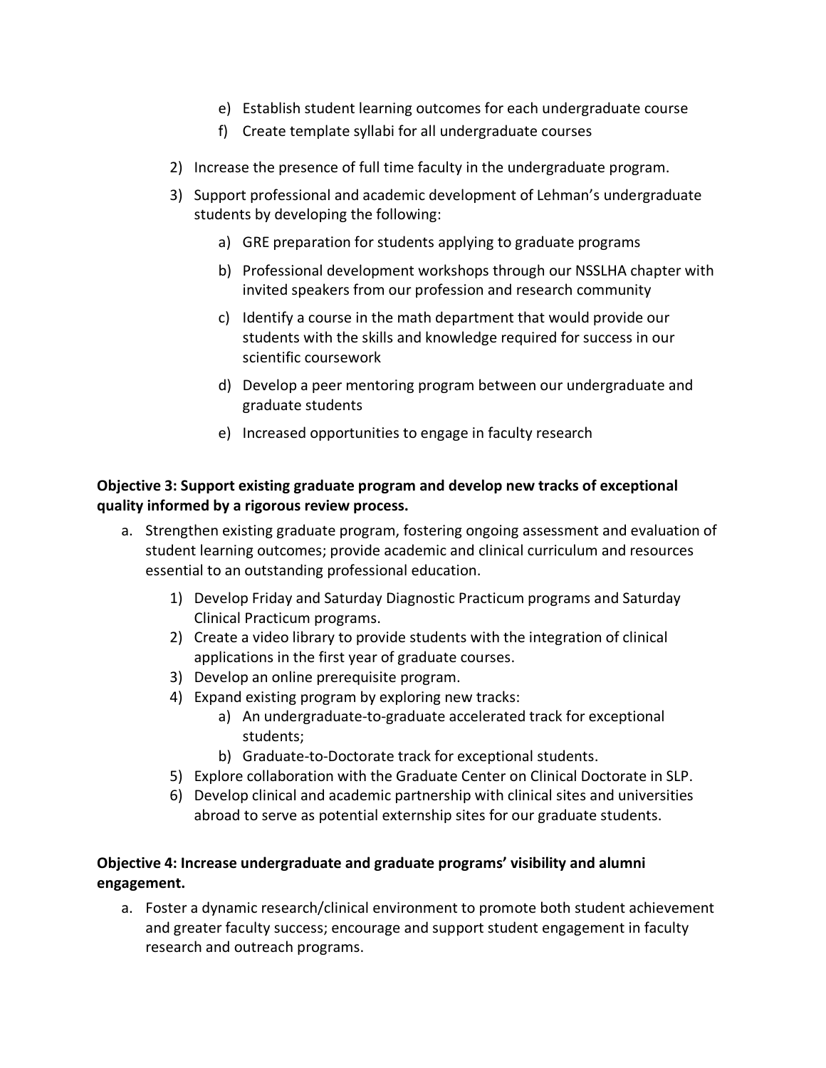e) Establish student learning outcomes for each undergraduate course
   f) Create template syllabi for all undergraduate courses

2) Increase the presence of full time faculty in the undergraduate program.
3) Support professional and academic development of Lehman's undergraduate students by developing the following:
   a) GRE preparation for students applying to graduate programs
   b) Professional development workshops through our NSSLHA chapter with invited speakers from our profession and research community
   c) Identify a course in the math department that would provide our students with the skills and knowledge required for success in our scientific coursework
   d) Develop a peer mentoring program between our undergraduate and graduate students
   e) Increased opportunities to engage in faculty research

**Objective 3: Support existing graduate program and develop new tracks of exceptional quality informed by a rigorous review process.**

a. Strengthen existing graduate program, fostering ongoing assessment and evaluation of student learning outcomes; provide academic and clinical curriculum and resources essential to an outstanding professional education.
   1) Develop Friday and Saturday Diagnostic Practicum programs and Saturday Clinical Practicum programs.
   2) Create a video library to provide students with the integration of clinical applications in the first year of graduate courses.
   3) Develop an online prerequisite program.
   4) Expand existing program by exploring new tracks:
      a) An undergraduate-to-graduate accelerated track for exceptional students;
      b) Graduate-to-Doctorate track for exceptional students.
   5) Explore collaboration with the Graduate Center on Clinical Doctorate in SLP.
   6) Develop clinical and academic partnership with clinical sites and universities abroad to serve as potential externship sites for our graduate students.

**Objective 4: Increase undergraduate and graduate programs' visibility and alumni engagement.**

a. Foster a dynamic research/clinical environment to promote both student achievement and greater faculty success; encourage and support student engagement in faculty research and outreach programs.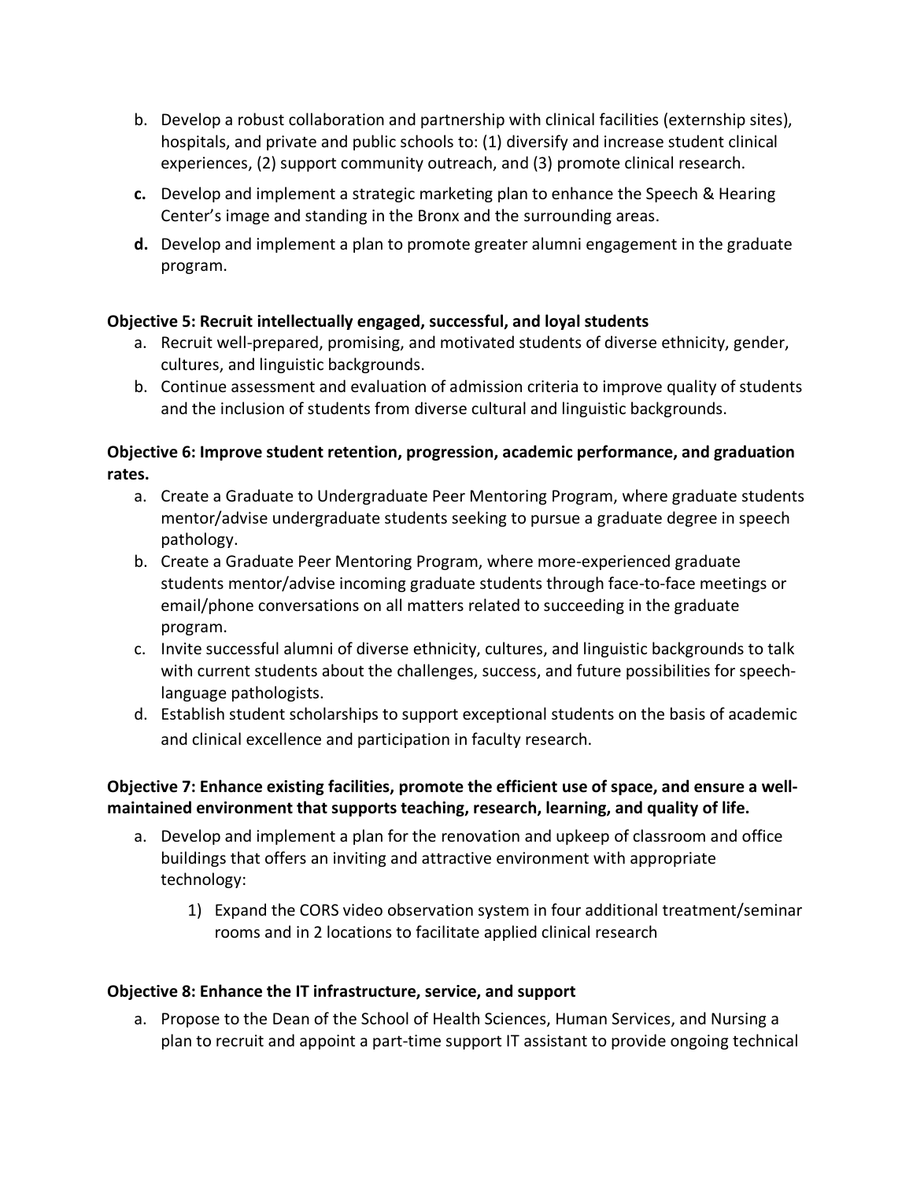b. Develop a robust collaboration and partnership with clinical facilities (externship sites), hospitals, and private and public schools to: (1) diversify and increase student clinical experiences, (2) support community outreach, and (3) promote clinical research.

**c.** Develop and implement a strategic marketing plan to enhance the Speech & Hearing Center's image and standing in the Bronx and the surrounding areas.

**d.** Develop and implement a plan to promote greater alumni engagement in the graduate program.

**Objective 5: Recruit intellectually engaged, successful, and loyal students**

a. Recruit well-prepared, promising, and motivated students of diverse ethnicity, gender, cultures, and linguistic backgrounds.

b. Continue assessment and evaluation of admission criteria to improve quality of students and the inclusion of students from diverse cultural and linguistic backgrounds.

**Objective 6: Improve student retention, progression, academic performance, and graduation rates.**

a. Create a Graduate to Undergraduate Peer Mentoring Program, where graduate students mentor/advise undergraduate students seeking to pursue a graduate degree in speech pathology.

b. Create a Graduate Peer Mentoring Program, where more-experienced graduate students mentor/advise incoming graduate students through face-to-face meetings or email/phone conversations on all matters related to succeeding in the graduate program.

c. Invite successful alumni of diverse ethnicity, cultures, and linguistic backgrounds to talk with current students about the challenges, success, and future possibilities for speech-language pathologists.

d. Establish student scholarships to support exceptional students on the basis of academic and clinical excellence and participation in faculty research.

**Objective 7: Enhance existing facilities, promote the efficient use of space, and ensure a well-maintained environment that supports teaching, research, learning, and quality of life.**

a. Develop and implement a plan for the renovation and upkeep of classroom and office buildings that offers an inviting and attractive environment with appropriate technology:

   1) Expand the CORS video observation system in four additional treatment/seminar rooms and in 2 locations to facilitate applied clinical research

**Objective 8: Enhance the IT infrastructure, service, and support**

a. Propose to the Dean of the School of Health Sciences, Human Services, and Nursing a plan to recruit and appoint a part-time support IT assistant to provide ongoing technical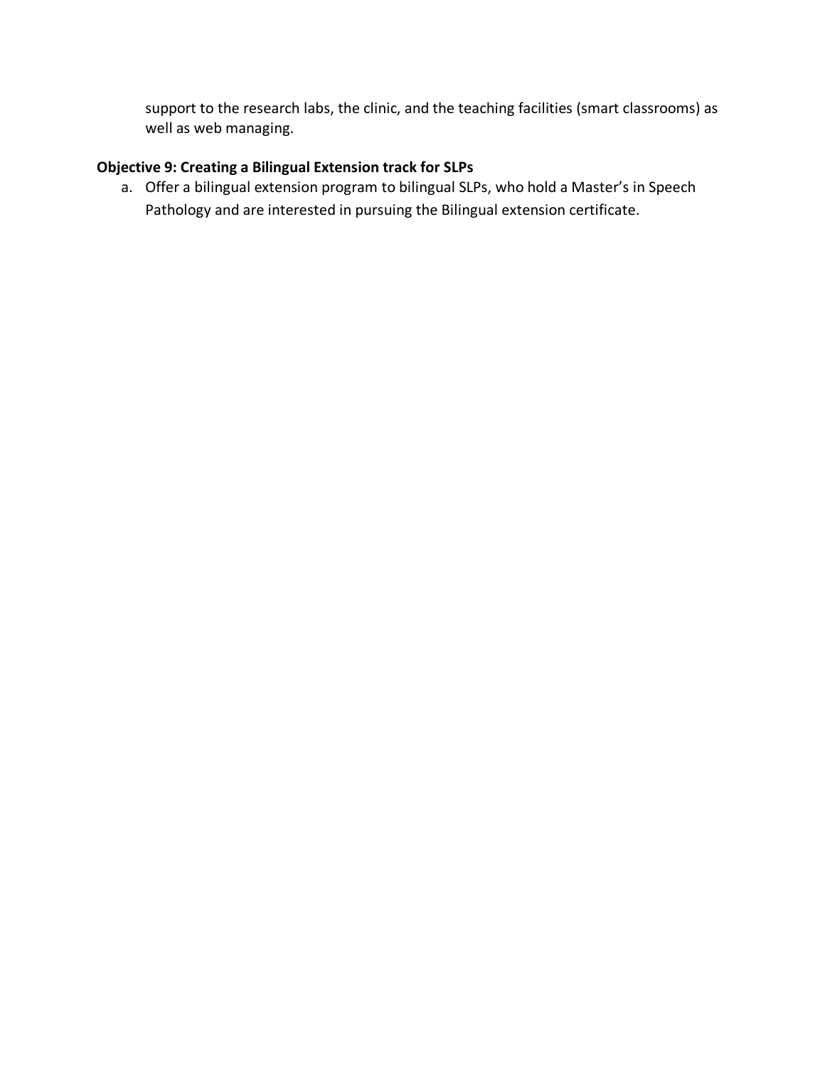support to the research labs, the clinic, and the teaching facilities (smart classrooms) as well as web managing.

**Objective 9: Creating a Bilingual Extension track for SLPs**

a. Offer a bilingual extension program to bilingual SLPs, who hold a Master's in Speech Pathology and are interested in pursuing the Bilingual extension certificate.